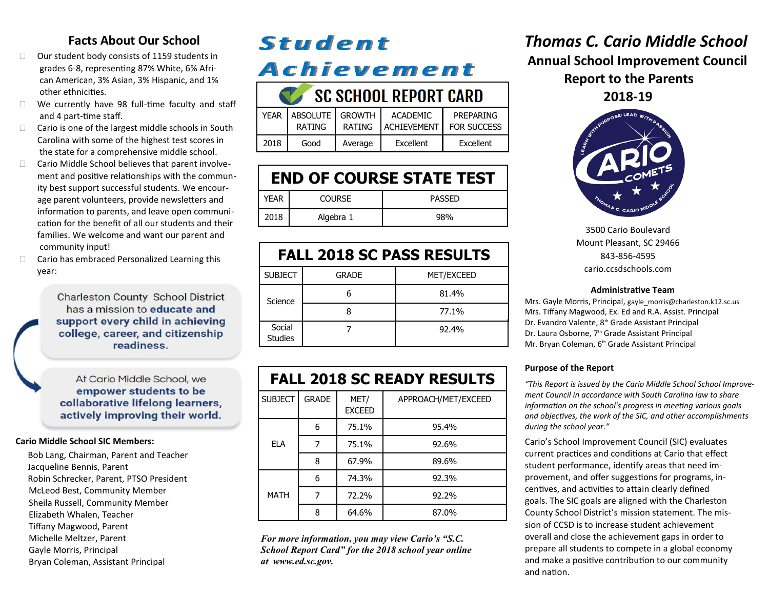## Facts About Our School

- Our student body consists of 1159 students in grades 6-8, representing 87% White, 6% African American, 3% Asian, 3% Hispanic, and 1% other ethnicities.
- We currently have 98 full-time faculty and staff and 4 part-time staff.
- Cario is one of the largest middle schools in South Carolina with some of the highest test scores in the state for a comprehensive middle school.
- Cario Middle School believes that parent involvement and positive relationships with the community best support successful students. We encourage parent volunteers, provide newsletters and information to parents, and leave open communication for the benefit of all our students and their families. We welcome and want our parent and community input!
- Cario has embraced Personalized Learning this year:

Charleston County School District has a mission to **educate and support every child in achieving college, career, and citizenship readiness.**

At Cario Middle School, we **empower students to be collaborative lifelong learners, actively improving their world.**

**Cario Middle School SIC Members:**

Bob Lang, Chairman, Parent and Teacher
Jacqueline Bennis, Parent
Robin Schrecker, Parent, PTSO President
McLeod Best, Community Member
Sheila Russell, Community Member
Elizabeth Whalen, Teacher
Tiffany Magwood, Parent
Michelle Meltzer, Parent
Gayle Morris, Principal
Bryan Coleman, Assistant Principal

## Student Achievement

| SC SCHOOL REPORT CARD | | | | |
|---|---|---|---|---|
| YEAR | ABSOLUTE RATING | GROWTH RATING | ACADEMIC ACHIEVEMENT | PREPARING FOR SUCCESS |
| 2018 | Good | Average | Excellent | Excellent |

| END OF COURSE STATE TEST | | |
|---|---|---|
| YEAR | COURSE | PASSED |
| 2018 | Algebra 1 | 98% |

| FALL 2018 SC PASS RESULTS | | |
|---|---|---|
| SUBJECT | GRADE | MET/EXCEED |
| Science | 6 | 81.4% |
| | 8 | 77.1% |
| Social Studies | 7 | 92.4% |

| FALL 2018 SC READY RESULTS | | | |
|---|---|---|---|
| SUBJECT | GRADE | MET/ EXCEED | APPROACH/MET/EXCEED |
| ELA | 6 | 75.1% | 95.4% |
| | 7 | 75.1% | 92.6% |
| | 8 | 67.9% | 89.6% |
| MATH | 6 | 74.3% | 92.3% |
| | 7 | 72.2% | 92.2% |
| | 8 | 64.6% | 87.0% |

*For more information, you may view Cario's "S.C. School Report Card" for the 2018 school year online at www.ed.sc.gov.*

# *Thomas C. Cario Middle School*

## Annual School Improvement Council Report to the Parents 2018-19

3500 Cario Boulevard
Mount Pleasant, SC 29466
843-856-4595
cario.ccsdschools.com

**Administrative Team**

Mrs. Gayle Morris, Principal, gayle_morris@charleston.k12.sc.us
Mrs. Tiffany Magwood, Ex. Ed and R.A. Assist. Principal
Dr. Evandro Valente, 8th Grade Assistant Principal
Dr. Laura Osborne, 7th Grade Assistant Principal
Mr. Bryan Coleman, 6th Grade Assistant Principal

**Purpose of the Report**

*"This Report is issued by the Cario Middle School School Improvement Council in accordance with South Carolina law to share information on the school's progress in meeting various goals and objectives, the work of the SIC, and other accomplishments during the school year."*

Cario's School Improvement Council (SIC) evaluates current practices and conditions at Cario that effect student performance, identify areas that need improvement, and offer suggestions for programs, incentives, and activities to attain clearly defined goals. The SIC goals are aligned with the Charleston County School District's mission statement. The mission of CCSD is to increase student achievement overall and close the achievement gaps in order to prepare all students to compete in a global economy and make a positive contribution to our community and nation.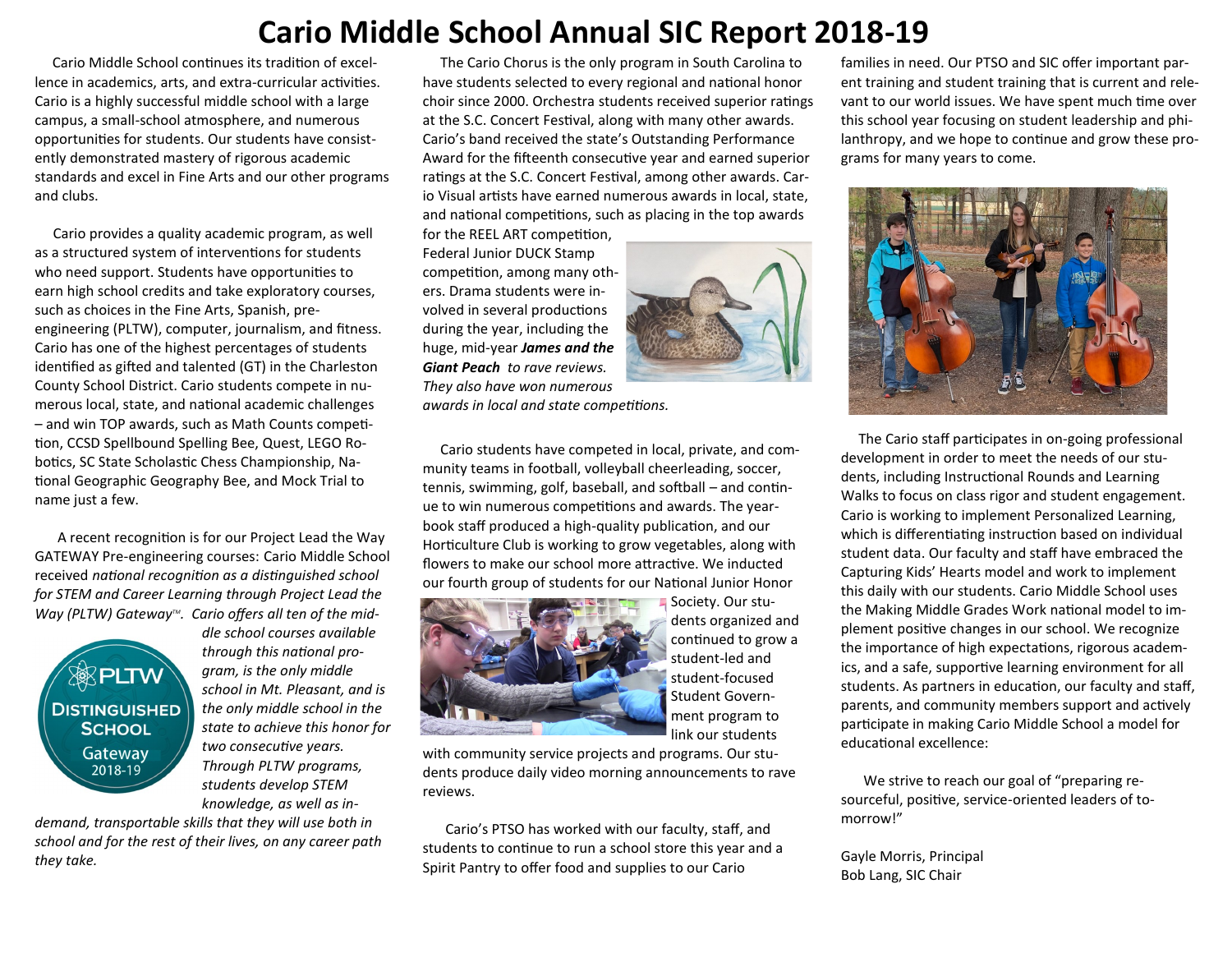# Cario Middle School Annual SIC Report 2018-19

Cario Middle School continues its tradition of excellence in academics, arts, and extra-curricular activities. Cario is a highly successful middle school with a large campus, a small-school atmosphere, and numerous opportunities for students. Our students have consistently demonstrated mastery of rigorous academic standards and excel in Fine Arts and our other programs and clubs.

Cario provides a quality academic program, as well as a structured system of interventions for students who need support. Students have opportunities to earn high school credits and take exploratory courses, such as choices in the Fine Arts, Spanish, pre-engineering (PLTW), computer, journalism, and fitness. Cario has one of the highest percentages of students identified as gifted and talented (GT) in the Charleston County School District. Cario students compete in numerous local, state, and national academic challenges – and win TOP awards, such as Math Counts competition, CCSD Spellbound Spelling Bee, Quest, LEGO Robotics, SC State Scholastic Chess Championship, National Geographic Geography Bee, and Mock Trial to name just a few.

A recent recognition is for our Project Lead the Way GATEWAY Pre-engineering courses: Cario Middle School received *national recognition as a distinguished school for STEM and Career Learning through Project Lead the Way (PLTW) Gateway™. Cario offers all ten of the middle school courses available through this national program, is the only middle school in Mt. Pleasant, and is the only middle school in the state to achieve this honor for two consecutive years. Through PLTW programs, students develop STEM knowledge, as well as in-demand, transportable skills that they will use both in school and for the rest of their lives, on any career path they take.*

PLTW
DISTINGUISHED SCHOOL
Gateway
2018-19

The Cario Chorus is the only program in South Carolina to have students selected to every regional and national honor choir since 2000. Orchestra students received superior ratings at the S.C. Concert Festival, along with many other awards. Cario's band received the state's Outstanding Performance Award for the fifteenth consecutive year and earned superior ratings at the S.C. Concert Festival, among other awards. Cario Visual artists have earned numerous awards in local, state, and national competitions, such as placing in the top awards for the REEL ART competition, Federal Junior DUCK Stamp competition, among many others. Drama students were involved in several productions during the year, including the huge, mid-year ***James and the Giant Peach*** *to rave reviews. They also have won numerous awards in local and state competitions.*

Cario students have competed in local, private, and community teams in football, volleyball cheerleading, soccer, tennis, swimming, golf, baseball, and softball – and continue to win numerous competitions and awards. The yearbook staff produced a high-quality publication, and our Horticulture Club is working to grow vegetables, along with flowers to make our school more attractive. We inducted our fourth group of students for our National Junior Honor Society. Our students organized and continued to grow a student-led and student-focused Student Government program to link our students with community service projects and programs. Our students produce daily video morning announcements to rave reviews.

Cario's PTSO has worked with our faculty, staff, and students to continue to run a school store this year and a Spirit Pantry to offer food and supplies to our Cario families in need. Our PTSO and SIC offer important parent training and student training that is current and relevant to our world issues. We have spent much time over this school year focusing on student leadership and philanthropy, and we hope to continue and grow these programs for many years to come.

The Cario staff participates in on-going professional development in order to meet the needs of our students, including Instructional Rounds and Learning Walks to focus on class rigor and student engagement. Cario is working to implement Personalized Learning, which is differentiating instruction based on individual student data. Our faculty and staff have embraced the Capturing Kids' Hearts model and work to implement this daily with our students. Cario Middle School uses the Making Middle Grades Work national model to implement positive changes in our school. We recognize the importance of high expectations, rigorous academics, and a safe, supportive learning environment for all students. As partners in education, our faculty and staff, parents, and community members support and actively participate in making Cario Middle School a model for educational excellence:

We strive to reach our goal of "preparing resourceful, positive, service-oriented leaders of tomorrow!"

Gayle Morris, Principal
Bob Lang, SIC Chair